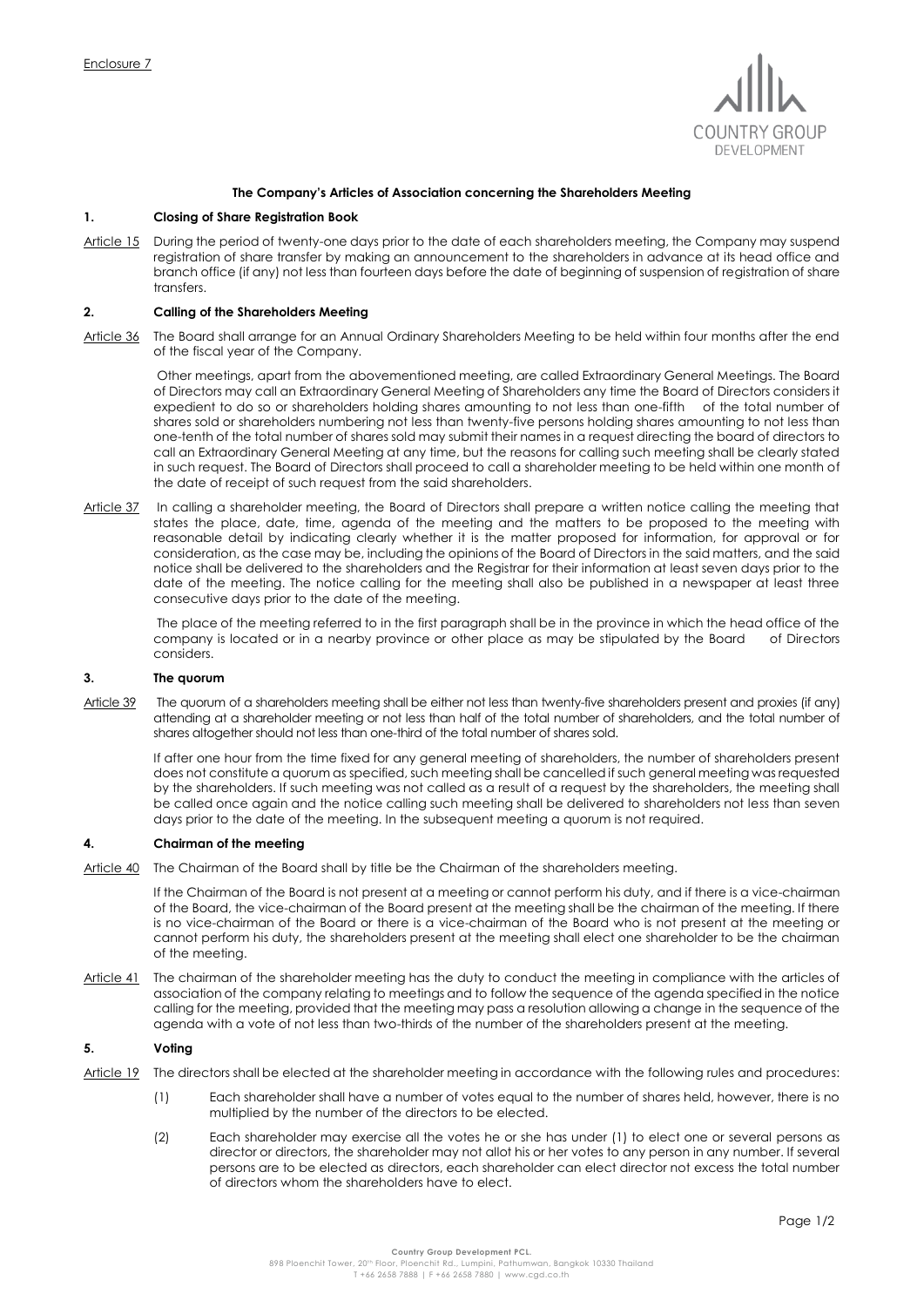Enclosure 7

**The Company's Articles of Association concerning the Shareholders Meeting**

**1. Closing of Share Registration Book**

Article 15 During the period of twenty-one days prior to the date of each shareholders meeting, the Company may suspend registration of share transfer by making an announcement to the shareholders in advance at its head office and branch office (if any) not less than fourteen days before the date of beginning of suspension of registration of share transfers.

**2. Calling of the Shareholders Meeting**

Article 36 The Board shall arrange for an Annual Ordinary Shareholders Meeting to be held within four months after the end of the fiscal year of the Company.

Other meetings, apart from the abovementioned meeting, are called Extraordinary General Meetings. The Board of Directors may call an Extraordinary General Meeting of Shareholders any time the Board of Directors considers it expedient to do so or shareholders holding shares amounting to not less than one-fifth of the total number of shares sold or shareholders numbering not less than twenty-five persons holding shares amounting to not less than one-tenth of the total number of shares sold may submit their names in a request directing the board of directors to call an Extraordinary General Meeting at any time, but the reasons for calling such meeting shall be clearly stated in such request. The Board of Directors shall proceed to call a shareholder meeting to be held within one month of the date of receipt of such request from the said shareholders.

Article 37 In calling a shareholder meeting, the Board of Directors shall prepare a written notice calling the meeting that states the place, date, time, agenda of the meeting and the matters to be proposed to the meeting with reasonable detail by indicating clearly whether it is the matter proposed for information, for approval or for consideration, as the case may be, including the opinions of the Board of Directors in the said matters, and the said notice shall be delivered to the shareholders and the Registrar for their information at least seven days prior to the date of the meeting. The notice calling for the meeting shall also be published in a newspaper at least three consecutive days prior to the date of the meeting.

The place of the meeting referred to in the first paragraph shall be in the province in which the head office of the company is located or in a nearby province or other place as may be stipulated by the Board of Directors considers.

**3. The quorum**

Article 39 The quorum of a shareholders meeting shall be either not less than twenty-five shareholders present and proxies (if any) attending at a shareholder meeting or not less than half of the total number of shareholders, and the total number of shares altogether should not less than one-third of the total number of shares sold.

If after one hour from the time fixed for any general meeting of shareholders, the number of shareholders present does not constitute a quorum as specified, such meeting shall be cancelled if such general meeting was requested by the shareholders. If such meeting was not called as a result of a request by the shareholders, the meeting shall be called once again and the notice calling such meeting shall be delivered to shareholders not less than seven days prior to the date of the meeting. In the subsequent meeting a quorum is not required.

**4. Chairman of the meeting**

Article 40 The Chairman of the Board shall by title be the Chairman of the shareholders meeting.

If the Chairman of the Board is not present at a meeting or cannot perform his duty, and if there is a vice-chairman of the Board, the vice-chairman of the Board present at the meeting shall be the chairman of the meeting. If there is no vice-chairman of the Board or there is a vice-chairman of the Board who is not present at the meeting or cannot perform his duty, the shareholders present at the meeting shall elect one shareholder to be the chairman of the meeting.

Article 41 The chairman of the shareholder meeting has the duty to conduct the meeting in compliance with the articles of association of the company relating to meetings and to follow the sequence of the agenda specified in the notice calling for the meeting, provided that the meeting may pass a resolution allowing a change in the sequence of the agenda with a vote of not less than two-thirds of the number of the shareholders present at the meeting.

**5. Voting**

Article 19 The directors shall be elected at the shareholder meeting in accordance with the following rules and procedures:

(1) Each shareholder shall have a number of votes equal to the number of shares held, however, there is no multiplied by the number of the directors to be elected.

(2) Each shareholder may exercise all the votes he or she has under (1) to elect one or several persons as director or directors, the shareholder may not allot his or her votes to any person in any number. If several persons are to be elected as directors, each shareholder can elect director not excess the total number of directors whom the shareholders have to elect.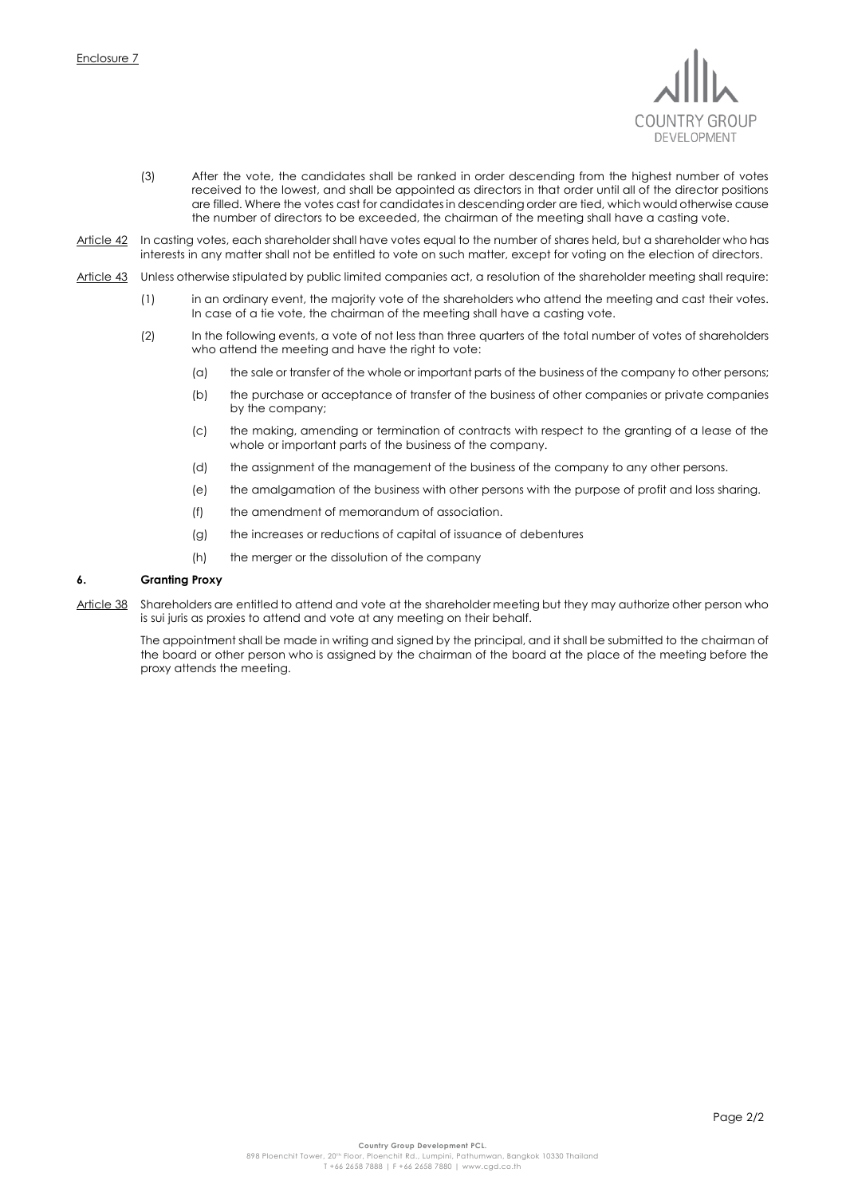Enclosure 7

(3) After the vote, the candidates shall be ranked in order descending from the highest number of votes received to the lowest, and shall be appointed as directors in that order until all of the director positions are filled. Where the votes cast for candidates in descending order are tied, which would otherwise cause the number of directors to be exceeded, the chairman of the meeting shall have a casting vote.

Article 42 In casting votes, each shareholder shall have votes equal to the number of shares held, but a shareholder who has interests in any matter shall not be entitled to vote on such matter, except for voting on the election of directors.

Article 43 Unless otherwise stipulated by public limited companies act, a resolution of the shareholder meeting shall require:

(1) in an ordinary event, the majority vote of the shareholders who attend the meeting and cast their votes. In case of a tie vote, the chairman of the meeting shall have a casting vote.

(2) In the following events, a vote of not less than three quarters of the total number of votes of shareholders who attend the meeting and have the right to vote:

(a) the sale or transfer of the whole or important parts of the business of the company to other persons;

(b) the purchase or acceptance of transfer of the business of other companies or private companies by the company;

(c) the making, amending or termination of contracts with respect to the granting of a lease of the whole or important parts of the business of the company.

(d) the assignment of the management of the business of the company to any other persons.

(e) the amalgamation of the business with other persons with the purpose of profit and loss sharing.

(f) the amendment of memorandum of association.

(g) the increases or reductions of capital of issuance of debentures

(h) the merger or the dissolution of the company

**6. Granting Proxy**

Article 38 Shareholders are entitled to attend and vote at the shareholder meeting but they may authorize other person who is sui juris as proxies to attend and vote at any meeting on their behalf.

The appointment shall be made in writing and signed by the principal, and it shall be submitted to the chairman of the board or other person who is assigned by the chairman of the board at the place of the meeting before the proxy attends the meeting.